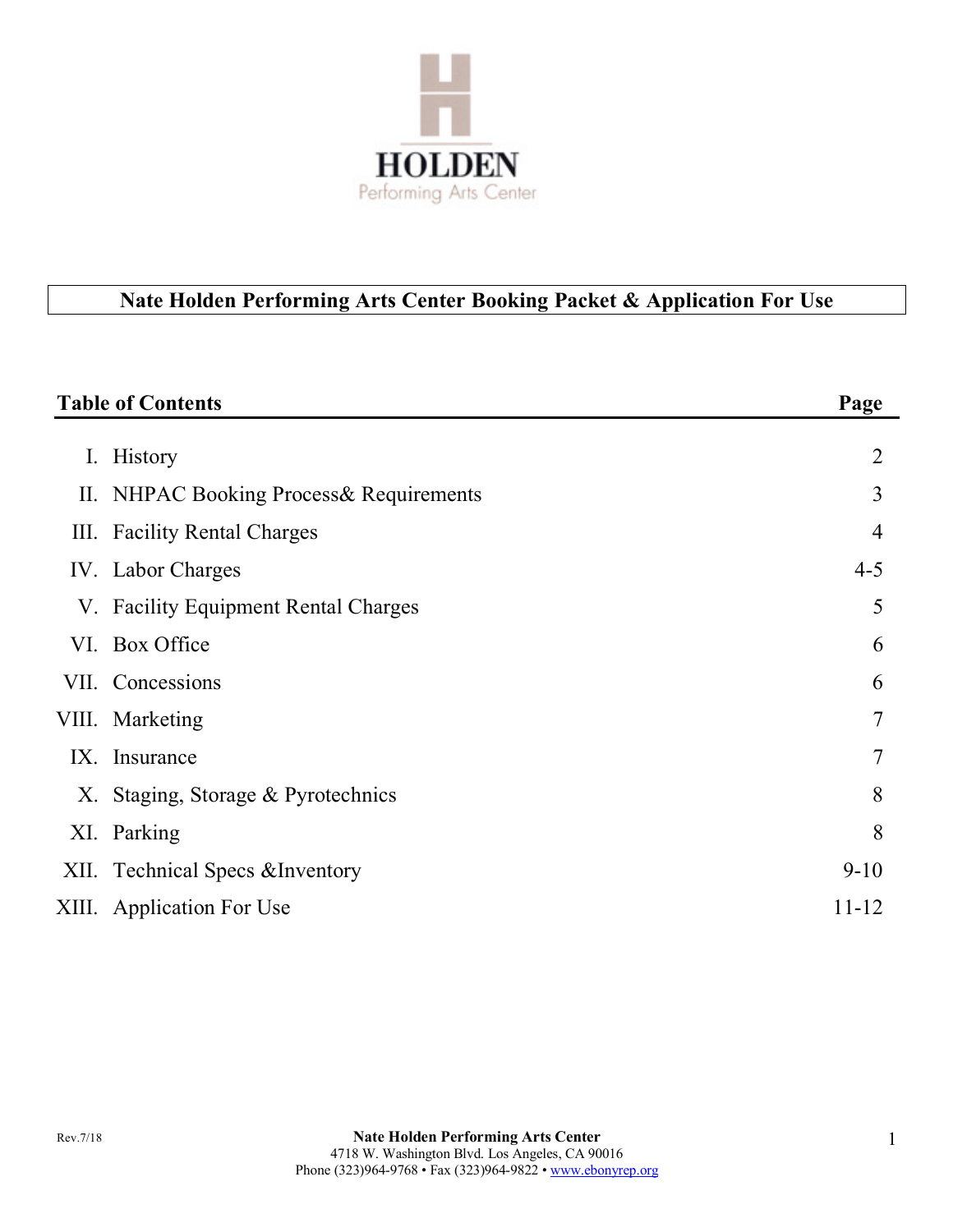HOLDEN

Performing Arts Center

# Nate Holden Performing Arts Center Booking Packet & Application For Use

| Table of Contents | Page |
|---|---|
| I. History | 2 |
| II. NHPAC Booking Process& Requirements | 3 |
| III. Facility Rental Charges | 4 |
| IV. Labor Charges | 4-5 |
| V. Facility Equipment Rental Charges | 5 |
| VI. Box Office | 6 |
| VII. Concessions | 6 |
| VIII. Marketing | 7 |
| IX. Insurance | 7 |
| X. Staging, Storage & Pyrotechnics | 8 |
| XI. Parking | 8 |
| XII. Technical Specs &Inventory | 9-10 |
| XIII. Application For Use | 11-12 |

Rev.7/18

**Nate Holden Performing Arts Center**
4718 W. Washington Blvd. Los Angeles, CA 90016
Phone (323)964-9768 • Fax (323)964-9822 • www.ebonyrep.org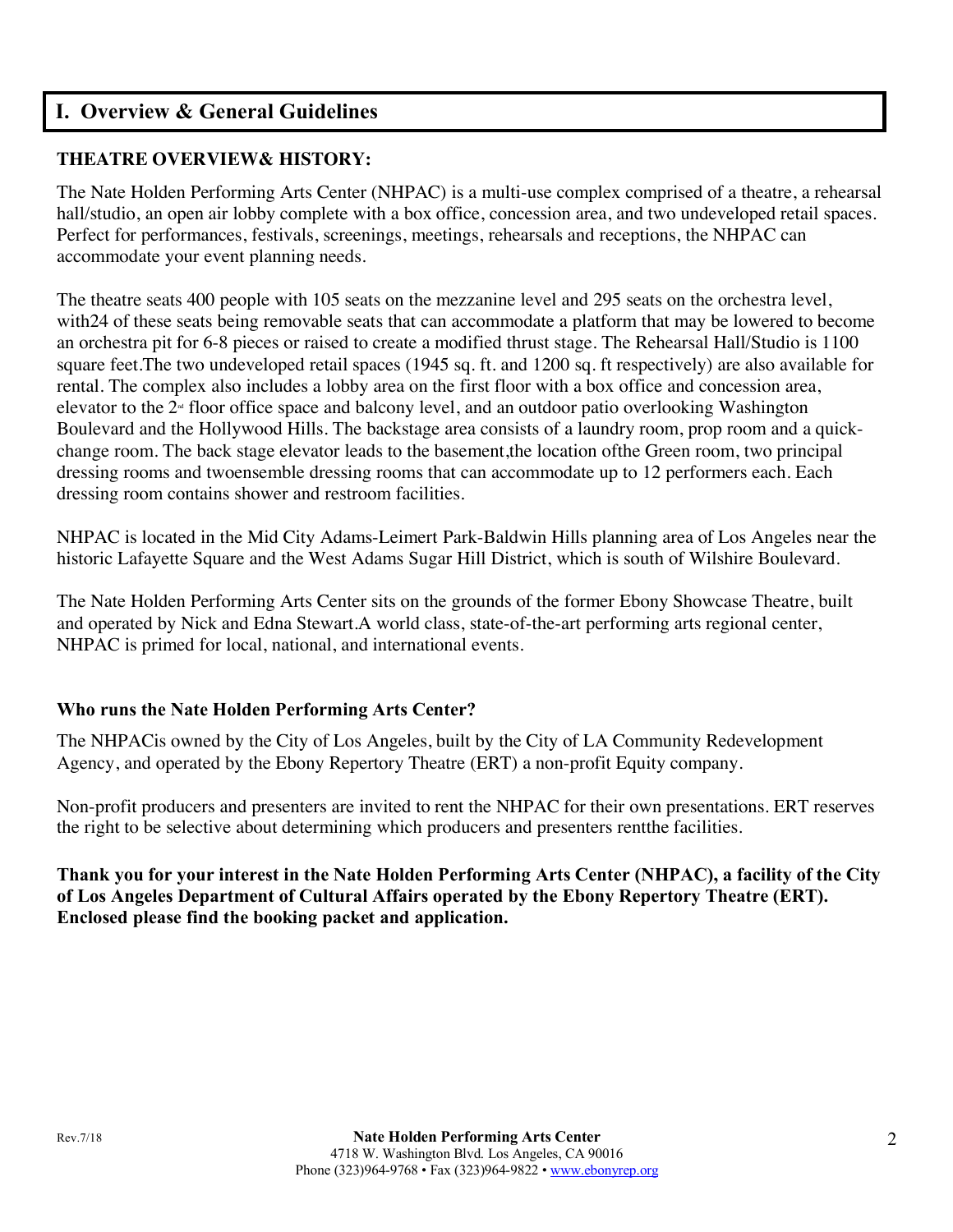## I. Overview & General Guidelines

**THEATRE OVERVIEW& HISTORY:**

The Nate Holden Performing Arts Center (NHPAC) is a multi-use complex comprised of a theatre, a rehearsal hall/studio, an open air lobby complete with a box office, concession area, and two undeveloped retail spaces. Perfect for performances, festivals, screenings, meetings, rehearsals and receptions, the NHPAC can accommodate your event planning needs.

The theatre seats 400 people with 105 seats on the mezzanine level and 295 seats on the orchestra level, with24 of these seats being removable seats that can accommodate a platform that may be lowered to become an orchestra pit for 6-8 pieces or raised to create a modified thrust stage. The Rehearsal Hall/Studio is 1100 square feet.The two undeveloped retail spaces (1945 sq. ft. and 1200 sq. ft respectively) are also available for rental. The complex also includes a lobby area on the first floor with a box office and concession area, elevator to the 2nd floor office space and balcony level, and an outdoor patio overlooking Washington Boulevard and the Hollywood Hills. The backstage area consists of a laundry room, prop room and a quick-change room. The back stage elevator leads to the basement,the location ofthe Green room, two principal dressing rooms and twoensemble dressing rooms that can accommodate up to 12 performers each. Each dressing room contains shower and restroom facilities.

NHPAC is located in the Mid City Adams-Leimert Park-Baldwin Hills planning area of Los Angeles near the historic Lafayette Square and the West Adams Sugar Hill District, which is south of Wilshire Boulevard.

The Nate Holden Performing Arts Center sits on the grounds of the former Ebony Showcase Theatre, built and operated by Nick and Edna Stewart.A world class, state-of-the-art performing arts regional center, NHPAC is primed for local, national, and international events.

**Who runs the Nate Holden Performing Arts Center?**

The NHPACis owned by the City of Los Angeles, built by the City of LA Community Redevelopment Agency, and operated by the Ebony Repertory Theatre (ERT) a non-profit Equity company.

Non-profit producers and presenters are invited to rent the NHPAC for their own presentations. ERT reserves the right to be selective about determining which producers and presenters rentthe facilities.

**Thank you for your interest in the Nate Holden Performing Arts Center (NHPAC), a facility of the City of Los Angeles Department of Cultural Affairs operated by the Ebony Repertory Theatre (ERT). Enclosed please find the booking packet and application.**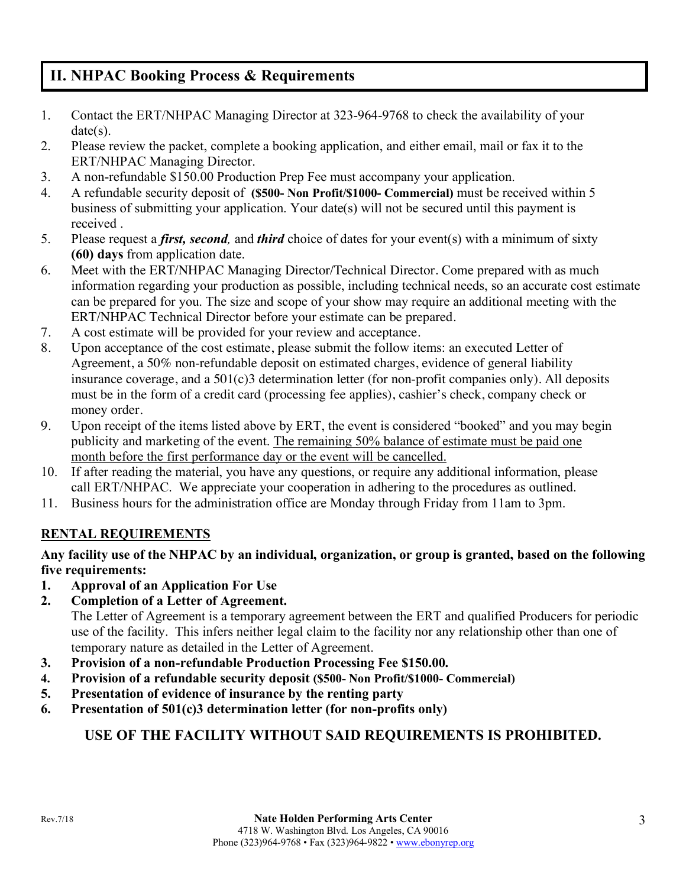## II. NHPAC Booking Process & Requirements

1. Contact the ERT/NHPAC Managing Director at 323-964-9768 to check the availability of your date(s).
2. Please review the packet, complete a booking application, and either email, mail or fax it to the ERT/NHPAC Managing Director.
3. A non-refundable $150.00 Production Prep Fee must accompany your application.
4. A refundable security deposit of **($500- Non Profit/$1000- Commercial)** must be received within 5 business of submitting your application. Your date(s) will not be secured until this payment is received .
5. Please request a ***first, second,*** and ***third*** choice of dates for your event(s) with a minimum of sixty **(60) days** from application date.
6. Meet with the ERT/NHPAC Managing Director/Technical Director. Come prepared with as much information regarding your production as possible, including technical needs, so an accurate cost estimate can be prepared for you. The size and scope of your show may require an additional meeting with the ERT/NHPAC Technical Director before your estimate can be prepared.
7. A cost estimate will be provided for your review and acceptance.
8. Upon acceptance of the cost estimate, please submit the follow items: an executed Letter of Agreement, a 50% non-refundable deposit on estimated charges, evidence of general liability insurance coverage, and a 501(c)3 determination letter (for non-profit companies only). All deposits must be in the form of a credit card (processing fee applies), cashier's check, company check or money order.
9. Upon receipt of the items listed above by ERT, the event is considered "booked" and you may begin publicity and marketing of the event. <u>The remaining 50% balance of estimate must be paid one month before the first performance day or the event will be cancelled.</u>
10. If after reading the material, you have any questions, or require any additional information, please call ERT/NHPAC. We appreciate your cooperation in adhering to the procedures as outlined.
11. Business hours for the administration office are Monday through Friday from 11am to 3pm.

### RENTAL REQUIREMENTS

**Any facility use of the NHPAC by an individual, organization, or group is granted, based on the following five requirements:**

1. **Approval of an Application For Use**
2. **Completion of a Letter of Agreement.**
   The Letter of Agreement is a temporary agreement between the ERT and qualified Producers for periodic use of the facility. This infers neither legal claim to the facility nor any relationship other than one of temporary nature as detailed in the Letter of Agreement.
3. **Provision of a non-refundable Production Processing Fee $150.00.**
4. **Provision of a refundable security deposit ($500- Non Profit/$1000- Commercial)**
5. **Presentation of evidence of insurance by the renting party**
6. **Presentation of 501(c)3 determination letter (for non-profits only)**

**USE OF THE FACILITY WITHOUT SAID REQUIREMENTS IS PROHIBITED.**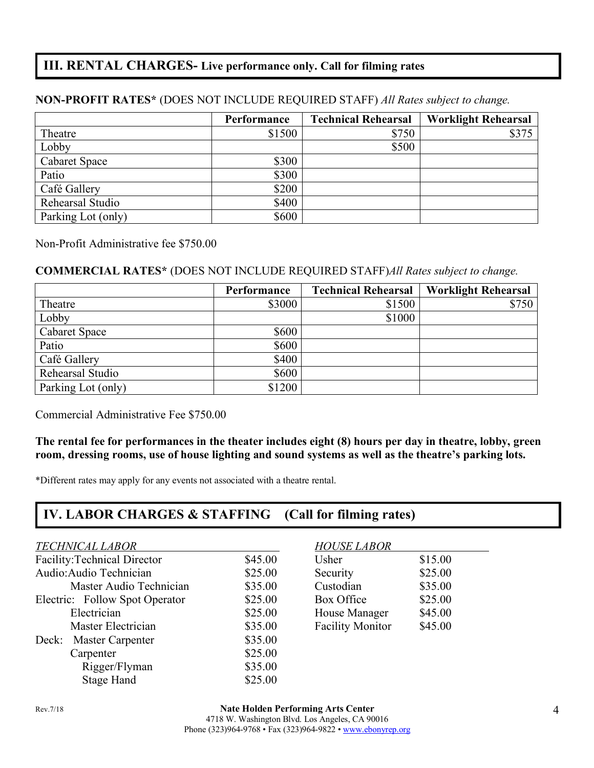## III. RENTAL CHARGES- Live performance only. Call for filming rates

**NON-PROFIT RATES*** (DOES NOT INCLUDE REQUIRED STAFF) *All Rates subject to change.*

| | Performance | Technical Rehearsal | Worklight Rehearsal |
|---|---|---|---|
| Theatre | $1500 | $750 | $375 |
| Lobby | | $500 | |
| Cabaret Space | $300 | | |
| Patio | $300 | | |
| Café Gallery | $200 | | |
| Rehearsal Studio | $400 | | |
| Parking Lot (only) | $600 | | |

Non-Profit Administrative fee $750.00

**COMMERCIAL RATES*** (DOES NOT INCLUDE REQUIRED STAFF)*All Rates subject to change.*

| | Performance | Technical Rehearsal | Worklight Rehearsal |
|---|---|---|---|
| Theatre | $3000 | $1500 | $750 |
| Lobby | | $1000 | |
| Cabaret Space | $600 | | |
| Patio | $600 | | |
| Café Gallery | $400 | | |
| Rehearsal Studio | $600 | | |
| Parking Lot (only) | $1200 | | |

Commercial Administrative Fee $750.00

**The rental fee for performances in the theater includes eight (8) hours per day in theatre, lobby, green room, dressing rooms, use of house lighting and sound systems as well as the theatre's parking lots.**

*Different rates may apply for any events not associated with a theatre rental.

## IV. LABOR CHARGES & STAFFING (Call for filming rates)

*TECHNICAL LABOR*

| | |
|---|---|
| Facility: Technical Director | $45.00 |
| Audio: Audio Technician | $25.00 |
| Master Audio Technician | $35.00 |
| Electric: Follow Spot Operator | $25.00 |
| Electrician | $25.00 |
| Master Electrician | $35.00 |
| Deck: Master Carpenter | $35.00 |
| Carpenter | $25.00 |
| Rigger/Flyman | $35.00 |
| Stage Hand | $25.00 |

*HOUSE LABOR*

| | |
|---|---|
| Usher | $15.00 |
| Security | $25.00 |
| Custodian | $35.00 |
| Box Office | $25.00 |
| House Manager | $45.00 |
| Facility Monitor | $45.00 |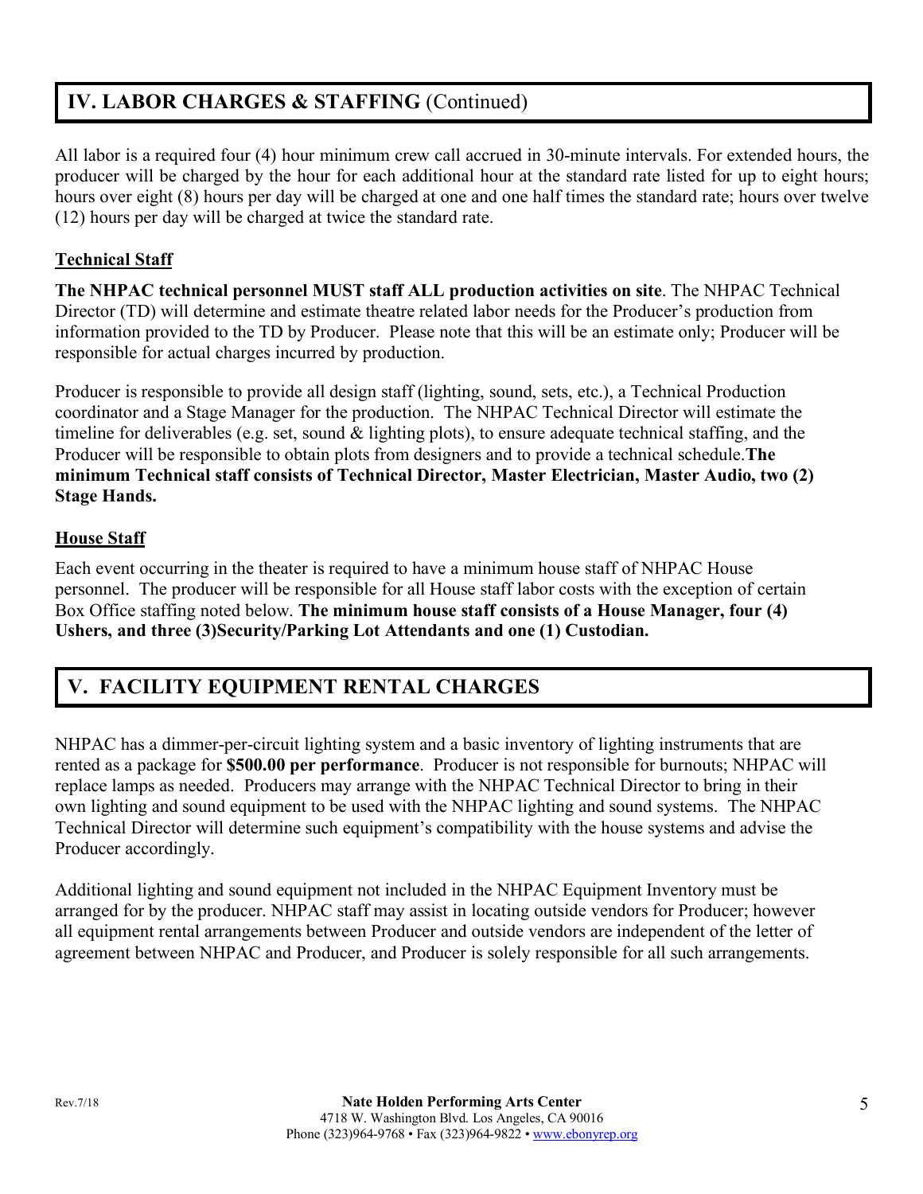## IV. LABOR CHARGES & STAFFING (Continued)

All labor is a required four (4) hour minimum crew call accrued in 30-minute intervals. For extended hours, the producer will be charged by the hour for each additional hour at the standard rate listed for up to eight hours; hours over eight (8) hours per day will be charged at one and one half times the standard rate; hours over twelve (12) hours per day will be charged at twice the standard rate.

### Technical Staff

**The NHPAC technical personnel MUST staff ALL production activities on site**. The NHPAC Technical Director (TD) will determine and estimate theatre related labor needs for the Producer's production from information provided to the TD by Producer. Please note that this will be an estimate only; Producer will be responsible for actual charges incurred by production.

Producer is responsible to provide all design staff (lighting, sound, sets, etc.), a Technical Production coordinator and a Stage Manager for the production. The NHPAC Technical Director will estimate the timeline for deliverables (e.g. set, sound & lighting plots), to ensure adequate technical staffing, and the Producer will be responsible to obtain plots from designers and to provide a technical schedule.**The minimum Technical staff consists of Technical Director, Master Electrician, Master Audio, two (2) Stage Hands.**

### House Staff

Each event occurring in the theater is required to have a minimum house staff of NHPAC House personnel. The producer will be responsible for all House staff labor costs with the exception of certain Box Office staffing noted below. **The minimum house staff consists of a House Manager, four (4) Ushers, and three (3)Security/Parking Lot Attendants and one (1) Custodian.**

## V. FACILITY EQUIPMENT RENTAL CHARGES

NHPAC has a dimmer-per-circuit lighting system and a basic inventory of lighting instruments that are rented as a package for **$500.00 per performance**. Producer is not responsible for burnouts; NHPAC will replace lamps as needed. Producers may arrange with the NHPAC Technical Director to bring in their own lighting and sound equipment to be used with the NHPAC lighting and sound systems. The NHPAC Technical Director will determine such equipment's compatibility with the house systems and advise the Producer accordingly.

Additional lighting and sound equipment not included in the NHPAC Equipment Inventory must be arranged for by the producer. NHPAC staff may assist in locating outside vendors for Producer; however all equipment rental arrangements between Producer and outside vendors are independent of the letter of agreement between NHPAC and Producer, and Producer is solely responsible for all such arrangements.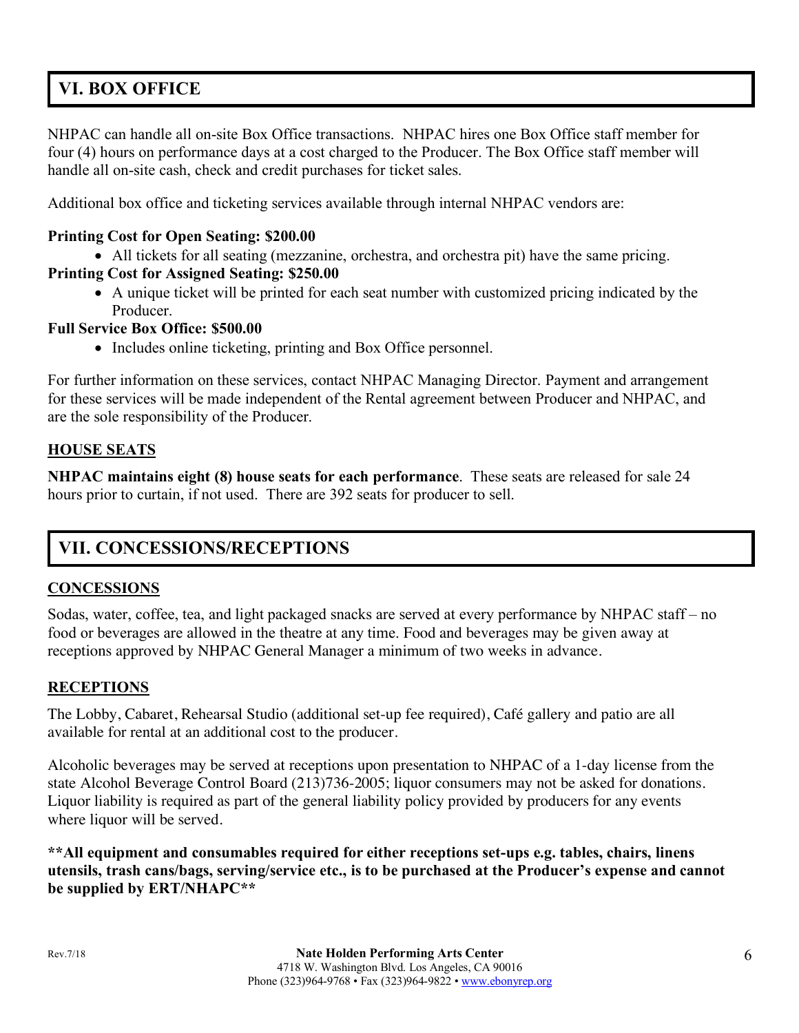## VI. BOX OFFICE

NHPAC can handle all on-site Box Office transactions. NHPAC hires one Box Office staff member for four (4) hours on performance days at a cost charged to the Producer. The Box Office staff member will handle all on-site cash, check and credit purchases for ticket sales.

Additional box office and ticketing services available through internal NHPAC vendors are:

**Printing Cost for Open Seating: $200.00**

- All tickets for all seating (mezzanine, orchestra, and orchestra pit) have the same pricing.

**Printing Cost for Assigned Seating: $250.00**

- A unique ticket will be printed for each seat number with customized pricing indicated by the Producer.

**Full Service Box Office: $500.00**

- Includes online ticketing, printing and Box Office personnel.

For further information on these services, contact NHPAC Managing Director. Payment and arrangement for these services will be made independent of the Rental agreement between Producer and NHPAC, and are the sole responsibility of the Producer.

### HOUSE SEATS

**NHPAC maintains eight (8) house seats for each performance**. These seats are released for sale 24 hours prior to curtain, if not used. There are 392 seats for producer to sell.

## VII. CONCESSIONS/RECEPTIONS

### CONCESSIONS

Sodas, water, coffee, tea, and light packaged snacks are served at every performance by NHPAC staff – no food or beverages are allowed in the theatre at any time. Food and beverages may be given away at receptions approved by NHPAC General Manager a minimum of two weeks in advance.

### RECEPTIONS

The Lobby, Cabaret, Rehearsal Studio (additional set-up fee required), Café gallery and patio are all available for rental at an additional cost to the producer.

Alcoholic beverages may be served at receptions upon presentation to NHPAC of a 1-day license from the state Alcohol Beverage Control Board (213)736-2005; liquor consumers may not be asked for donations. Liquor liability is required as part of the general liability policy provided by producers for any events where liquor will be served.

**\*\*All equipment and consumables required for either receptions set-ups e.g. tables, chairs, linens utensils, trash cans/bags, serving/service etc., is to be purchased at the Producer's expense and cannot be supplied by ERT/NHAPC\*\***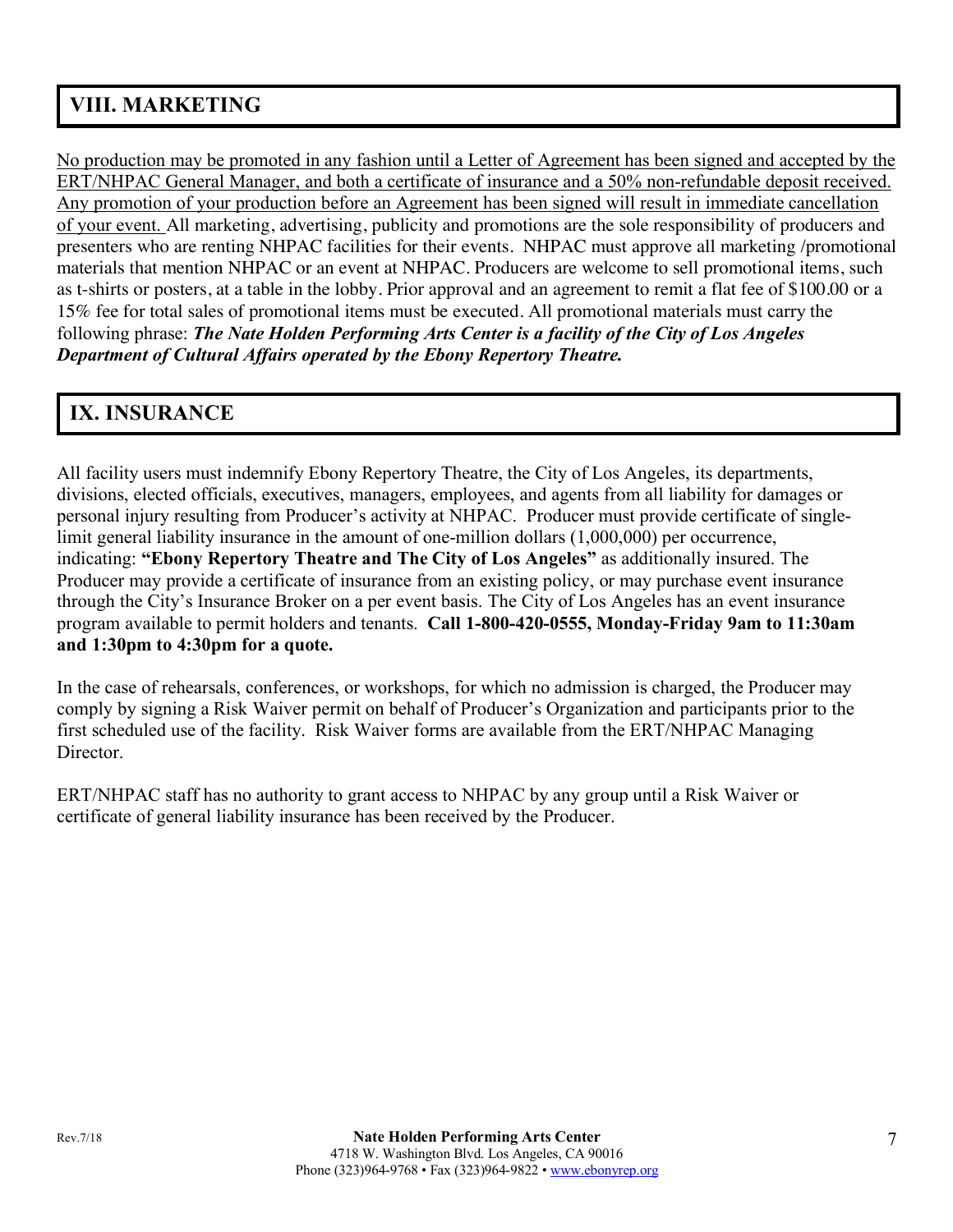## VIII. MARKETING

No production may be promoted in any fashion until a Letter of Agreement has been signed and accepted by the ERT/NHPAC General Manager, and both a certificate of insurance and a 50% non-refundable deposit received. Any promotion of your production before an Agreement has been signed will result in immediate cancellation of your event. All marketing, advertising, publicity and promotions are the sole responsibility of producers and presenters who are renting NHPAC facilities for their events. NHPAC must approve all marketing /promotional materials that mention NHPAC or an event at NHPAC. Producers are welcome to sell promotional items, such as t-shirts or posters, at a table in the lobby. Prior approval and an agreement to remit a flat fee of $100.00 or a 15% fee for total sales of promotional items must be executed. All promotional materials must carry the following phrase: ***The Nate Holden Performing Arts Center is a facility of the City of Los Angeles Department of Cultural Affairs operated by the Ebony Repertory Theatre.***

## IX. INSURANCE

All facility users must indemnify Ebony Repertory Theatre, the City of Los Angeles, its departments, divisions, elected officials, executives, managers, employees, and agents from all liability for damages or personal injury resulting from Producer's activity at NHPAC. Producer must provide certificate of single-limit general liability insurance in the amount of one-million dollars (1,000,000) per occurrence, indicating: **"Ebony Repertory Theatre and The City of Los Angeles"** as additionally insured. The Producer may provide a certificate of insurance from an existing policy, or may purchase event insurance through the City's Insurance Broker on a per event basis. The City of Los Angeles has an event insurance program available to permit holders and tenants. **Call 1-800-420-0555, Monday-Friday 9am to 11:30am and 1:30pm to 4:30pm for a quote.**

In the case of rehearsals, conferences, or workshops, for which no admission is charged, the Producer may comply by signing a Risk Waiver permit on behalf of Producer's Organization and participants prior to the first scheduled use of the facility. Risk Waiver forms are available from the ERT/NHPAC Managing Director.

ERT/NHPAC staff has no authority to grant access to NHPAC by any group until a Risk Waiver or certificate of general liability insurance has been received by the Producer.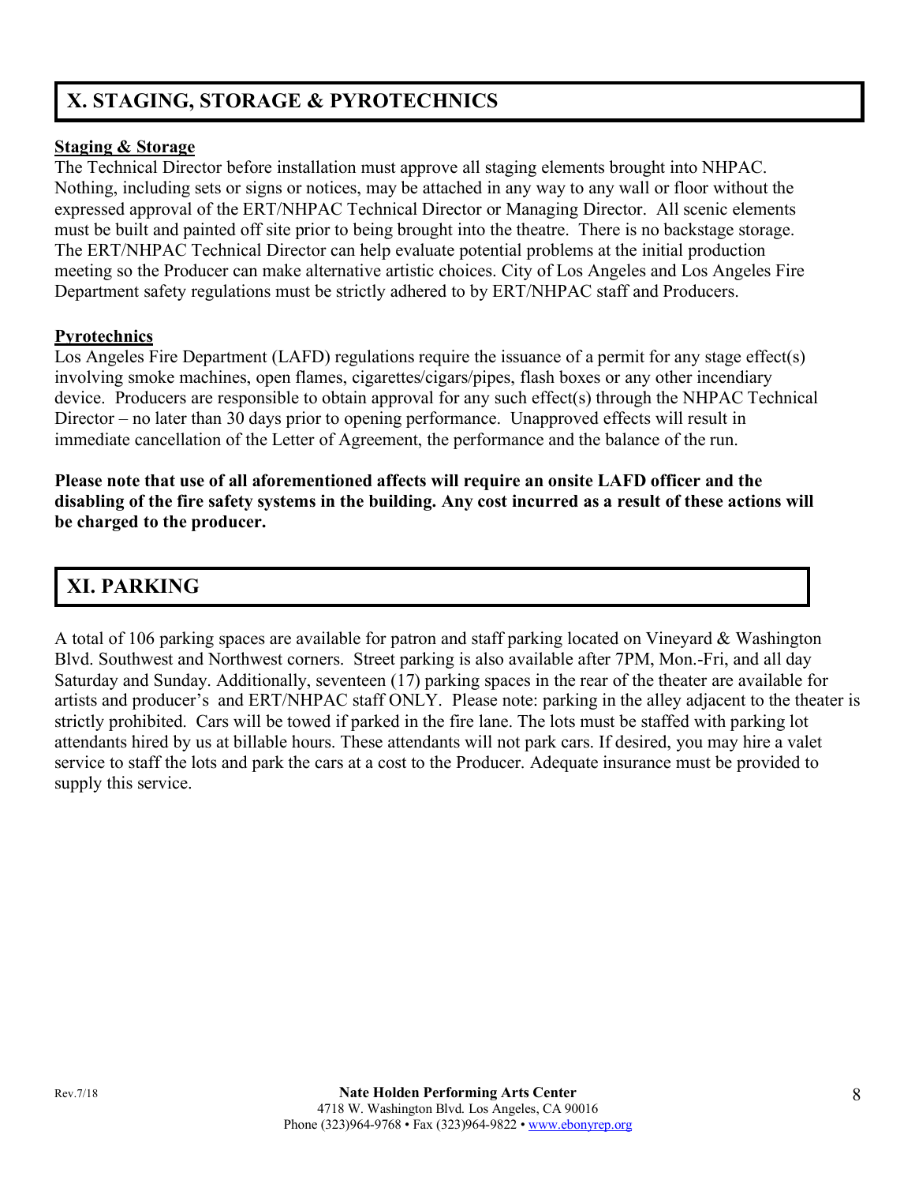## X. STAGING, STORAGE & PYROTECHNICS

**Staging & Storage**

The Technical Director before installation must approve all staging elements brought into NHPAC. Nothing, including sets or signs or notices, may be attached in any way to any wall or floor without the expressed approval of the ERT/NHPAC Technical Director or Managing Director. All scenic elements must be built and painted off site prior to being brought into the theatre. There is no backstage storage. The ERT/NHPAC Technical Director can help evaluate potential problems at the initial production meeting so the Producer can make alternative artistic choices. City of Los Angeles and Los Angeles Fire Department safety regulations must be strictly adhered to by ERT/NHPAC staff and Producers.

**Pyrotechnics**

Los Angeles Fire Department (LAFD) regulations require the issuance of a permit for any stage effect(s) involving smoke machines, open flames, cigarettes/cigars/pipes, flash boxes or any other incendiary device. Producers are responsible to obtain approval for any such effect(s) through the NHPAC Technical Director – no later than 30 days prior to opening performance. Unapproved effects will result in immediate cancellation of the Letter of Agreement, the performance and the balance of the run.

**Please note that use of all aforementioned affects will require an onsite LAFD officer and the disabling of the fire safety systems in the building. Any cost incurred as a result of these actions will be charged to the producer.**

## XI. PARKING

A total of 106 parking spaces are available for patron and staff parking located on Vineyard & Washington Blvd. Southwest and Northwest corners. Street parking is also available after 7PM, Mon.-Fri, and all day Saturday and Sunday. Additionally, seventeen (17) parking spaces in the rear of the theater are available for artists and producer's and ERT/NHPAC staff ONLY. Please note: parking in the alley adjacent to the theater is strictly prohibited. Cars will be towed if parked in the fire lane. The lots must be staffed with parking lot attendants hired by us at billable hours. These attendants will not park cars. If desired, you may hire a valet service to staff the lots and park the cars at a cost to the Producer. Adequate insurance must be provided to supply this service.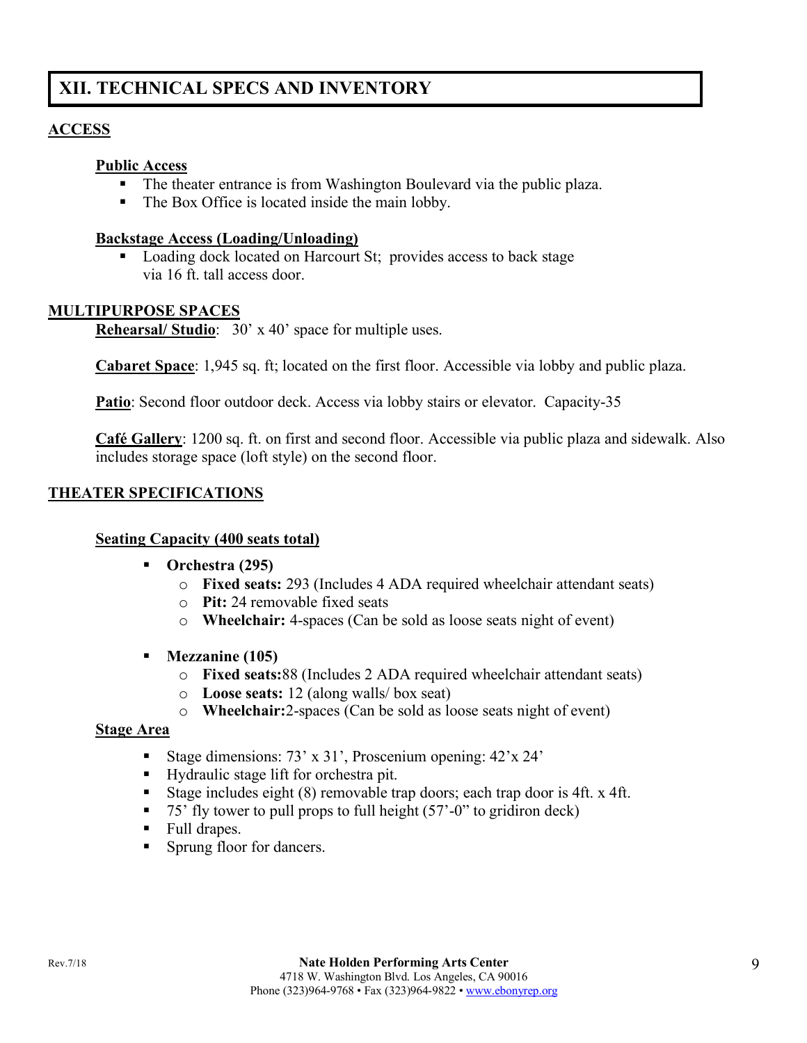# XII. TECHNICAL SPECS AND INVENTORY

## ACCESS

### Public Access

- The theater entrance is from Washington Boulevard via the public plaza.
- The Box Office is located inside the main lobby.

### Backstage Access (Loading/Unloading)

- Loading dock located on Harcourt St; provides access to back stage via 16 ft. tall access door.

## MULTIPURPOSE SPACES

**Rehearsal/ Studio**: 30' x 40' space for multiple uses.

**Cabaret Space**: 1,945 sq. ft; located on the first floor. Accessible via lobby and public plaza.

**Patio**: Second floor outdoor deck. Access via lobby stairs or elevator. Capacity-35

**Café Gallery**: 1200 sq. ft. on first and second floor. Accessible via public plaza and sidewalk. Also includes storage space (loft style) on the second floor.

## THEATER SPECIFICATIONS

### Seating Capacity (400 seats total)

- **Orchestra (295)**
  - **Fixed seats:** 293 (Includes 4 ADA required wheelchair attendant seats)
  - **Pit:** 24 removable fixed seats
  - **Wheelchair:** 4-spaces (Can be sold as loose seats night of event)
- **Mezzanine (105)**
  - **Fixed seats:** 88 (Includes 2 ADA required wheelchair attendant seats)
  - **Loose seats:** 12 (along walls/ box seat)
  - **Wheelchair:** 2-spaces (Can be sold as loose seats night of event)

### Stage Area

- Stage dimensions: 73' x 31', Proscenium opening: 42'x 24'
- Hydraulic stage lift for orchestra pit.
- Stage includes eight (8) removable trap doors; each trap door is 4ft. x 4ft.
- 75' fly tower to pull props to full height (57'-0" to gridiron deck)
- Full drapes.
- Sprung floor for dancers.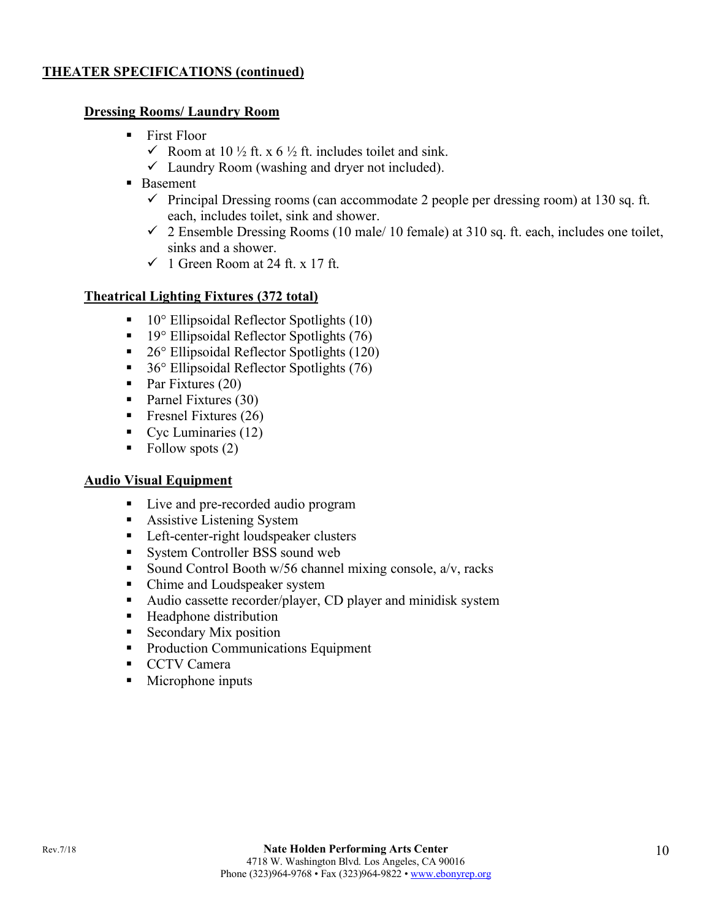**THEATER SPECIFICATIONS (continued)**

**Dressing Rooms/ Laundry Room**

- First Floor
  - ✓ Room at 10 ½ ft. x 6 ½ ft. includes toilet and sink.
  - ✓ Laundry Room (washing and dryer not included).
- Basement
  - ✓ Principal Dressing rooms (can accommodate 2 people per dressing room) at 130 sq. ft. each, includes toilet, sink and shower.
  - ✓ 2 Ensemble Dressing Rooms (10 male/ 10 female) at 310 sq. ft. each, includes one toilet, sinks and a shower.
  - ✓ 1 Green Room at 24 ft. x 17 ft.

**Theatrical Lighting Fixtures (372 total)**

- 10° Ellipsoidal Reflector Spotlights (10)
- 19° Ellipsoidal Reflector Spotlights (76)
- 26° Ellipsoidal Reflector Spotlights (120)
- 36° Ellipsoidal Reflector Spotlights (76)
- Par Fixtures (20)
- Parnel Fixtures (30)
- Fresnel Fixtures (26)
- Cyc Luminaries (12)
- Follow spots (2)

**Audio Visual Equipment**

- Live and pre-recorded audio program
- Assistive Listening System
- Left-center-right loudspeaker clusters
- System Controller BSS sound web
- Sound Control Booth w/56 channel mixing console, a/v, racks
- Chime and Loudspeaker system
- Audio cassette recorder/player, CD player and minidisk system
- Headphone distribution
- Secondary Mix position
- Production Communications Equipment
- CCTV Camera
- Microphone inputs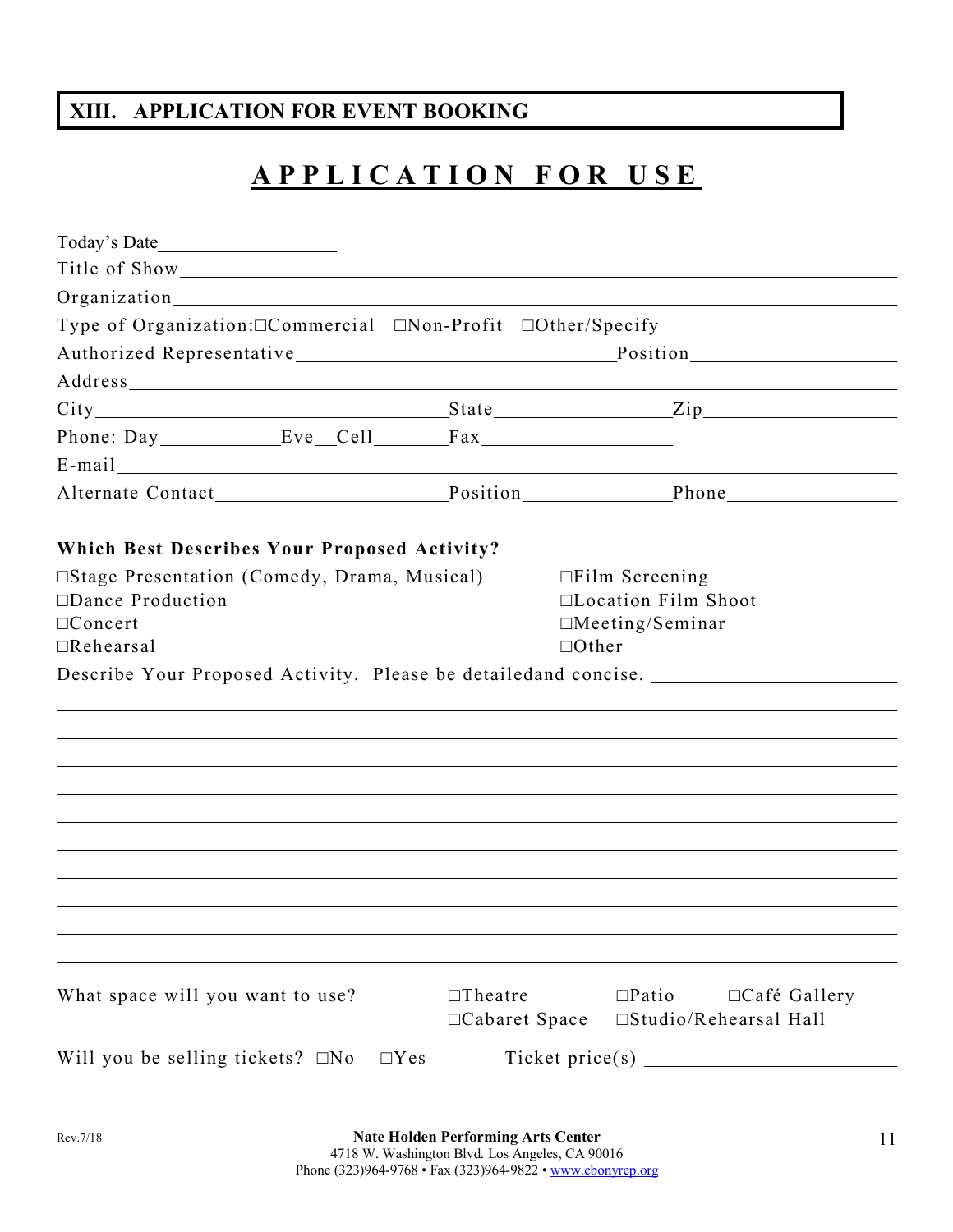## XIII. APPLICATION FOR EVENT BOOKING

# APPLICATION FOR USE

Today's Date\_\_\_\_\_\_\_\_\_\_\_\_\_\_\_\_\_\_

Title of Show\_\_\_\_\_\_\_\_\_\_\_\_\_\_\_\_\_\_\_\_\_\_\_\_\_\_\_\_\_\_\_\_\_\_\_\_\_\_\_\_\_\_\_\_\_\_\_\_\_\_\_\_\_\_\_\_\_\_\_\_

Organization\_\_\_\_\_\_\_\_\_\_\_\_\_\_\_\_\_\_\_\_\_\_\_\_\_\_\_\_\_\_\_\_\_\_\_\_\_\_\_\_\_\_\_\_\_\_\_\_\_\_\_\_\_\_\_\_\_\_\_\_

Type of Organization: ☐Commercial ☐Non-Profit ☐Other/Specify\_\_\_\_\_\_\_

Authorized Representative\_\_\_\_\_\_\_\_\_\_\_\_\_\_\_\_\_\_\_\_\_\_\_\_\_\_\_\_\_\_\_\_Position\_\_\_\_\_\_\_\_\_\_\_\_\_\_\_\_\_\_\_\_

Address\_\_\_\_\_\_\_\_\_\_\_\_\_\_\_\_\_\_\_\_\_\_\_\_\_\_\_\_\_\_\_\_\_\_\_\_\_\_\_\_\_\_\_\_\_\_\_\_\_\_\_\_\_\_\_\_\_\_\_\_\_\_\_\_\_

City\_\_\_\_\_\_\_\_\_\_\_\_\_\_\_\_\_\_\_\_\_\_\_\_\_\_\_\_\_\_\_\_\_\_\_\_State\_\_\_\_\_\_\_\_\_\_\_\_\_\_\_\_\_\_Zip\_\_\_\_\_\_\_\_\_\_\_\_\_\_\_\_\_\_\_\_

Phone: Day\_\_\_\_\_\_\_\_\_\_\_\_Eve\_\_Cell\_\_\_\_\_\_\_\_Fax\_\_\_\_\_\_\_\_\_\_\_\_\_\_\_\_\_\_\_\_

E-mail\_\_\_\_\_\_\_\_\_\_\_\_\_\_\_\_\_\_\_\_\_\_\_\_\_\_\_\_\_\_\_\_\_\_\_\_\_\_\_\_\_\_\_\_\_\_\_\_\_\_\_\_\_\_\_\_\_\_\_\_\_\_\_\_\_\_\_\_

Alternate Contact\_\_\_\_\_\_\_\_\_\_\_\_\_\_\_\_\_\_\_\_\_\_\_\_Position\_\_\_\_\_\_\_\_\_\_\_\_\_\_\_Phone\_\_\_\_\_\_\_\_\_\_\_\_\_\_\_\_\_\_

**Which Best Describes Your Proposed Activity?**

☐Stage Presentation (Comedy, Drama, Musical)
☐Dance Production
☐Concert
☐Rehearsal
☐Film Screening
☐Location Film Shoot
☐Meeting/Seminar
☐Other

Describe Your Proposed Activity. Please be detailedand concise. \_\_\_\_\_\_\_\_\_\_\_\_\_\_\_\_\_\_\_\_\_\_\_\_\_

\_\_\_\_\_\_\_\_\_\_\_\_\_\_\_\_\_\_\_\_\_\_\_\_\_\_\_\_\_\_\_\_\_\_\_\_\_\_\_\_\_\_\_\_\_\_\_\_\_\_\_\_\_\_\_\_\_\_\_\_\_\_\_\_\_\_\_\_\_\_\_\_\_\_\_\_

\_\_\_\_\_\_\_\_\_\_\_\_\_\_\_\_\_\_\_\_\_\_\_\_\_\_\_\_\_\_\_\_\_\_\_\_\_\_\_\_\_\_\_\_\_\_\_\_\_\_\_\_\_\_\_\_\_\_\_\_\_\_\_\_\_\_\_\_\_\_\_\_\_\_\_\_

\_\_\_\_\_\_\_\_\_\_\_\_\_\_\_\_\_\_\_\_\_\_\_\_\_\_\_\_\_\_\_\_\_\_\_\_\_\_\_\_\_\_\_\_\_\_\_\_\_\_\_\_\_\_\_\_\_\_\_\_\_\_\_\_\_\_\_\_\_\_\_\_\_\_\_\_

\_\_\_\_\_\_\_\_\_\_\_\_\_\_\_\_\_\_\_\_\_\_\_\_\_\_\_\_\_\_\_\_\_\_\_\_\_\_\_\_\_\_\_\_\_\_\_\_\_\_\_\_\_\_\_\_\_\_\_\_\_\_\_\_\_\_\_\_\_\_\_\_\_\_\_\_

\_\_\_\_\_\_\_\_\_\_\_\_\_\_\_\_\_\_\_\_\_\_\_\_\_\_\_\_\_\_\_\_\_\_\_\_\_\_\_\_\_\_\_\_\_\_\_\_\_\_\_\_\_\_\_\_\_\_\_\_\_\_\_\_\_\_\_\_\_\_\_\_\_\_\_\_

\_\_\_\_\_\_\_\_\_\_\_\_\_\_\_\_\_\_\_\_\_\_\_\_\_\_\_\_\_\_\_\_\_\_\_\_\_\_\_\_\_\_\_\_\_\_\_\_\_\_\_\_\_\_\_\_\_\_\_\_\_\_\_\_\_\_\_\_\_\_\_\_\_\_\_\_

\_\_\_\_\_\_\_\_\_\_\_\_\_\_\_\_\_\_\_\_\_\_\_\_\_\_\_\_\_\_\_\_\_\_\_\_\_\_\_\_\_\_\_\_\_\_\_\_\_\_\_\_\_\_\_\_\_\_\_\_\_\_\_\_\_\_\_\_\_\_\_\_\_\_\_\_

\_\_\_\_\_\_\_\_\_\_\_\_\_\_\_\_\_\_\_\_\_\_\_\_\_\_\_\_\_\_\_\_\_\_\_\_\_\_\_\_\_\_\_\_\_\_\_\_\_\_\_\_\_\_\_\_\_\_\_\_\_\_\_\_\_\_\_\_\_\_\_\_\_\_\_\_

\_\_\_\_\_\_\_\_\_\_\_\_\_\_\_\_\_\_\_\_\_\_\_\_\_\_\_\_\_\_\_\_\_\_\_\_\_\_\_\_\_\_\_\_\_\_\_\_\_\_\_\_\_\_\_\_\_\_\_\_\_\_\_\_\_\_\_\_\_\_\_\_\_\_\_\_

\_\_\_\_\_\_\_\_\_\_\_\_\_\_\_\_\_\_\_\_\_\_\_\_\_\_\_\_\_\_\_\_\_\_\_\_\_\_\_\_\_\_\_\_\_\_\_\_\_\_\_\_\_\_\_\_\_\_\_\_\_\_\_\_\_\_\_\_\_\_\_\_\_\_\_\_

What space will you want to use? ☐Theatre ☐Patio ☐Café Gallery ☐Cabaret Space ☐Studio/Rehearsal Hall

Will you be selling tickets? ☐No ☐Yes Ticket price(s) \_\_\_\_\_\_\_\_\_\_\_\_\_\_\_\_\_\_\_\_\_\_\_\_\_\_

Rev.7/18

**Nate Holden Performing Arts Center**
4718 W. Washington Blvd. Los Angeles, CA 90016
Phone (323)964-9768 • Fax (323)964-9822 • www.ebonyrep.org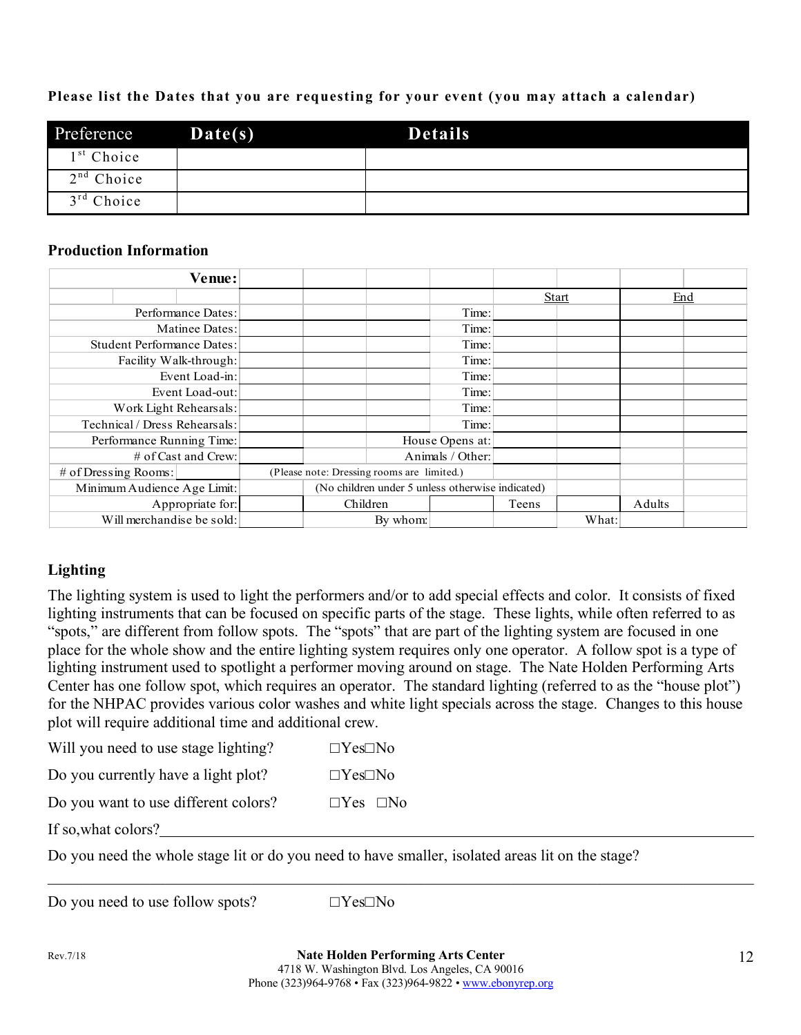**Please list the Dates that you are requesting for your event (you may attach a calendar)**

| Preference | Date(s) | Details |
|---|---|---|
| 1st Choice | | |
| 2nd Choice | | |
| 3rd Choice | | |

**Production Information**

| Venue: | | | | | | | | |
|---|---|---|---|---|---|---|---|---|
| | | | | | Start | | End | |
| Performance Dates: | | | | Time: | | | | |
| Matinee Dates: | | | | Time: | | | | |
| Student Performance Dates: | | | | Time: | | | | |
| Facility Walk-through: | | | | Time: | | | | |
| Event Load-in: | | | | Time: | | | | |
| Event Load-out: | | | | Time: | | | | |
| Work Light Rehearsals: | | | | Time: | | | | |
| Technical / Dress Rehearsals: | | | | Time: | | | | |
| Performance Running Time: | | | House Opens at: | | | | | |
| # of Cast and Crew: | | | Animals / Other: | | | | | |
| # of Dressing Rooms: | (Please note: Dressing rooms are limited.) | | | | | | | |
| Minimum Audience Age Limit: | | (No children under 5 unless otherwise indicated) | | | | | | |
| Appropriate for: | | Children | | Teens | | Adults | | |
| Will merchandise be sold: | | By whom: | | | What: | | | |

**Lighting**

The lighting system is used to light the performers and/or to add special effects and color. It consists of fixed lighting instruments that can be focused on specific parts of the stage. These lights, while often referred to as "spots," are different from follow spots. The "spots" that are part of the lighting system are focused in one place for the whole show and the entire lighting system requires only one operator. A follow spot is a type of lighting instrument used to spotlight a performer moving around on stage. The Nate Holden Performing Arts Center has one follow spot, which requires an operator. The standard lighting (referred to as the "house plot") for the NHPAC provides various color washes and white light specials across the stage. Changes to this house plot will require additional time and additional crew.

Will you need to use stage lighting? ☐Yes☐No

Do you currently have a light plot? ☐Yes☐No

Do you want to use different colors? ☐Yes ☐No

If so,what colors? ______________________________

Do you need the whole stage lit or do you need to have smaller, isolated areas lit on the stage?

______________________________

Do you need to use follow spots? ☐Yes☐No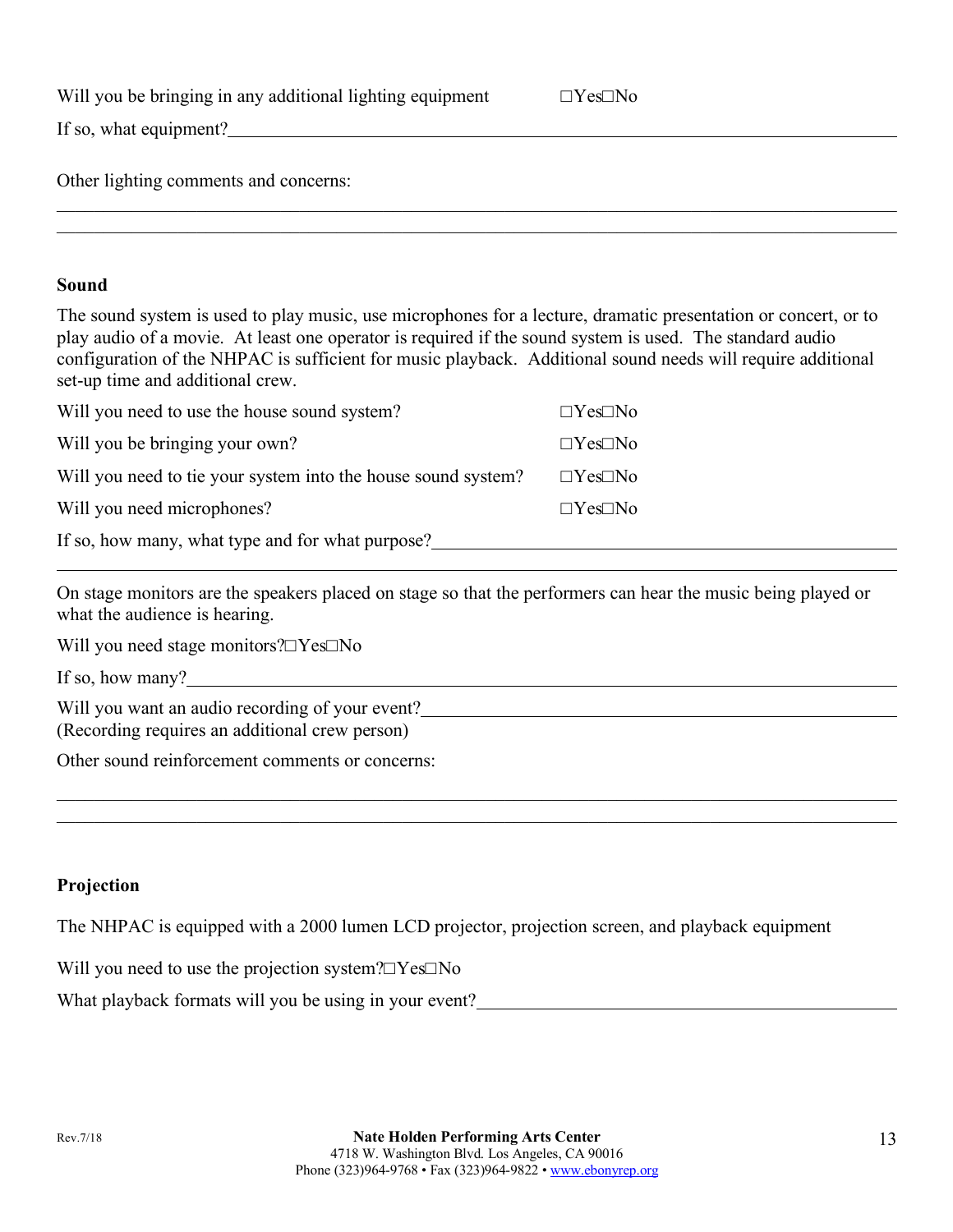Will you be bringing in any additional lighting equipment ☐Yes☐No

If so, what equipment?\_\_\_\_\_\_\_\_\_\_\_\_\_\_\_\_\_\_\_\_\_\_\_\_\_\_\_\_\_\_\_\_\_\_\_\_\_\_\_\_\_\_\_\_\_\_\_\_\_\_\_\_\_\_\_\_\_\_\_\_

Other lighting comments and concerns:

\_\_\_\_\_\_\_\_\_\_\_\_\_\_\_\_\_\_\_\_\_\_\_\_\_\_\_\_\_\_\_\_\_\_\_\_\_\_\_\_\_\_\_\_\_\_\_\_\_\_\_\_\_\_\_\_\_\_\_\_\_\_\_\_\_\_\_\_\_\_\_\_\_\_\_\_

\_\_\_\_\_\_\_\_\_\_\_\_\_\_\_\_\_\_\_\_\_\_\_\_\_\_\_\_\_\_\_\_\_\_\_\_\_\_\_\_\_\_\_\_\_\_\_\_\_\_\_\_\_\_\_\_\_\_\_\_\_\_\_\_\_\_\_\_\_\_\_\_\_\_\_\_

**Sound**

The sound system is used to play music, use microphones for a lecture, dramatic presentation or concert, or to play audio of a movie. At least one operator is required if the sound system is used. The standard audio configuration of the NHPAC is sufficient for music playback. Additional sound needs will require additional set-up time and additional crew.

Will you need to use the house sound system? ☐Yes☐No

Will you be bringing your own? ☐Yes☐No

Will you need to tie your system into the house sound system? ☐Yes☐No

Will you need microphones? ☐Yes☐No

If so, how many, what type and for what purpose?\_\_\_\_\_\_\_\_\_\_\_\_\_\_\_\_\_\_\_\_\_\_\_\_\_\_\_\_\_\_\_\_\_\_\_\_\_\_\_\_\_\_\_\_

\_\_\_\_\_\_\_\_\_\_\_\_\_\_\_\_\_\_\_\_\_\_\_\_\_\_\_\_\_\_\_\_\_\_\_\_\_\_\_\_\_\_\_\_\_\_\_\_\_\_\_\_\_\_\_\_\_\_\_\_\_\_\_\_\_\_\_\_\_\_\_\_\_\_\_\_

On stage monitors are the speakers placed on stage so that the performers can hear the music being played or what the audience is hearing.

Will you need stage monitors?☐Yes☐No

If so, how many?\_\_\_\_\_\_\_\_\_\_\_\_\_\_\_\_\_\_\_\_\_\_\_\_\_\_\_\_\_\_\_\_\_\_\_\_\_\_\_\_\_\_\_\_\_\_\_\_\_\_\_\_\_\_\_\_\_\_\_\_\_\_\_\_

Will you want an audio recording of your event?\_\_\_\_\_\_\_\_\_\_\_\_\_\_\_\_\_\_\_\_\_\_\_\_\_\_\_\_\_\_\_\_\_\_\_\_\_\_\_\_\_\_\_\_
(Recording requires an additional crew person)

Other sound reinforcement comments or concerns:

\_\_\_\_\_\_\_\_\_\_\_\_\_\_\_\_\_\_\_\_\_\_\_\_\_\_\_\_\_\_\_\_\_\_\_\_\_\_\_\_\_\_\_\_\_\_\_\_\_\_\_\_\_\_\_\_\_\_\_\_\_\_\_\_\_\_\_\_\_\_\_\_\_\_\_\_

\_\_\_\_\_\_\_\_\_\_\_\_\_\_\_\_\_\_\_\_\_\_\_\_\_\_\_\_\_\_\_\_\_\_\_\_\_\_\_\_\_\_\_\_\_\_\_\_\_\_\_\_\_\_\_\_\_\_\_\_\_\_\_\_\_\_\_\_\_\_\_\_\_\_\_\_

**Projection**

The NHPAC is equipped with a 2000 lumen LCD projector, projection screen, and playback equipment

Will you need to use the projection system?☐Yes☐No

What playback formats will you be using in your event?\_\_\_\_\_\_\_\_\_\_\_\_\_\_\_\_\_\_\_\_\_\_\_\_\_\_\_\_\_\_\_\_\_\_\_\_\_\_\_\_\_\_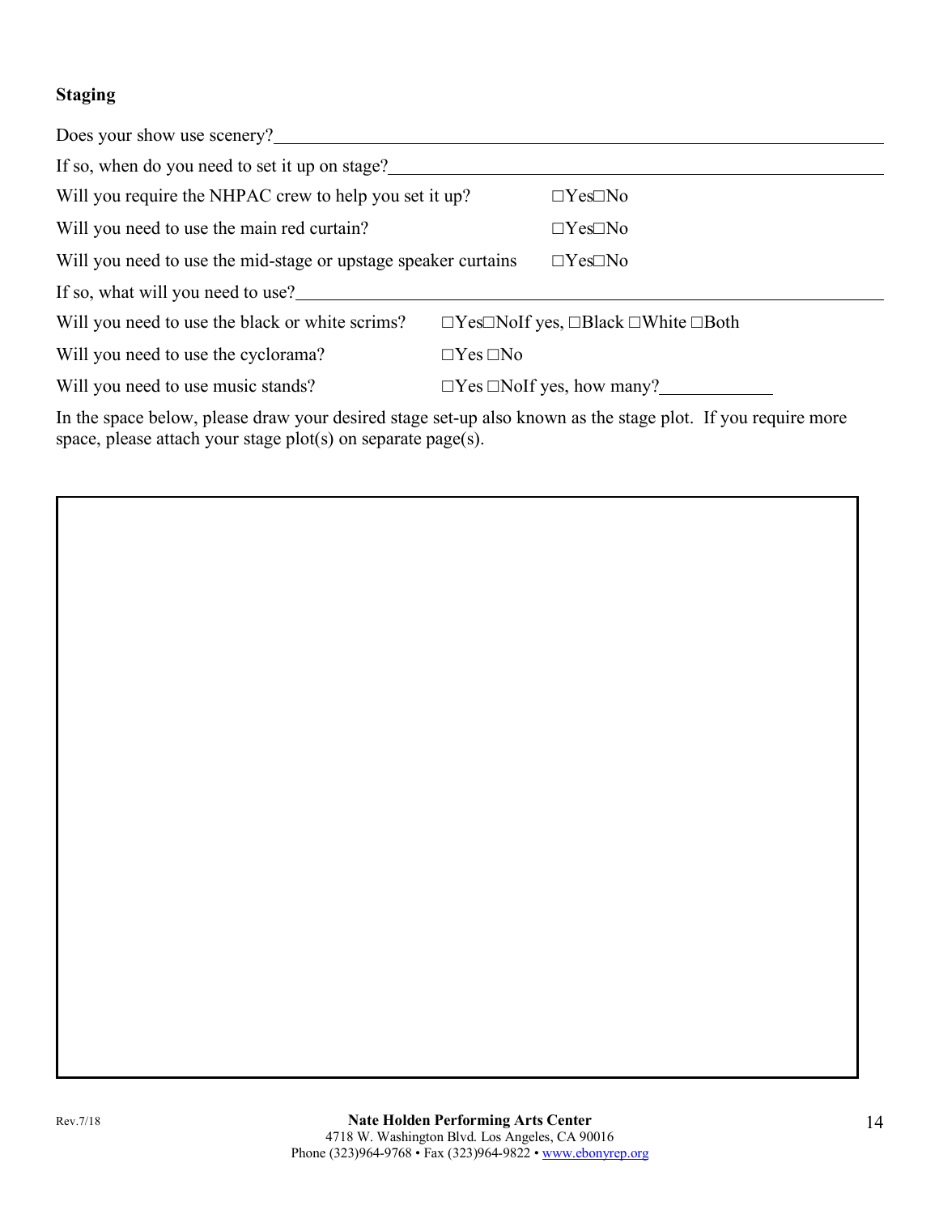**Staging**

Does your show use scenery?\_\_\_\_\_\_\_\_\_\_\_\_\_\_\_\_\_\_\_\_\_\_\_\_\_\_\_\_\_\_\_\_\_\_\_\_\_\_\_\_

If so, when do you need to set it up on stage?\_\_\_\_\_\_\_\_\_\_\_\_\_\_\_\_\_\_\_\_\_\_\_\_\_\_\_\_\_\_\_\_

Will you require the NHPAC crew to help you set it up? ☐Yes☐No

Will you need to use the main red curtain? ☐Yes☐No

Will you need to use the mid-stage or upstage speaker curtains ☐Yes☐No

If so, what will you need to use?\_\_\_\_\_\_\_\_\_\_\_\_\_\_\_\_\_\_\_\_\_\_\_\_\_\_\_\_\_\_\_\_\_\_\_\_\_\_\_\_

Will you need to use the black or white scrims? ☐Yes☐NoIf yes, ☐Black ☐White ☐Both

Will you need to use the cyclorama? ☐Yes ☐No

Will you need to use music stands? ☐Yes ☐NoIf yes, how many?\_\_\_\_\_\_\_\_\_\_\_\_

In the space below, please draw your desired stage set-up also known as the stage plot. If you require more space, please attach your stage plot(s) on separate page(s).

Rev.7/18

**Nate Holden Performing Arts Center**
4718 W. Washington Blvd. Los Angeles, CA 90016
Phone (323)964-9768 • Fax (323)964-9822 • www.ebonyrep.org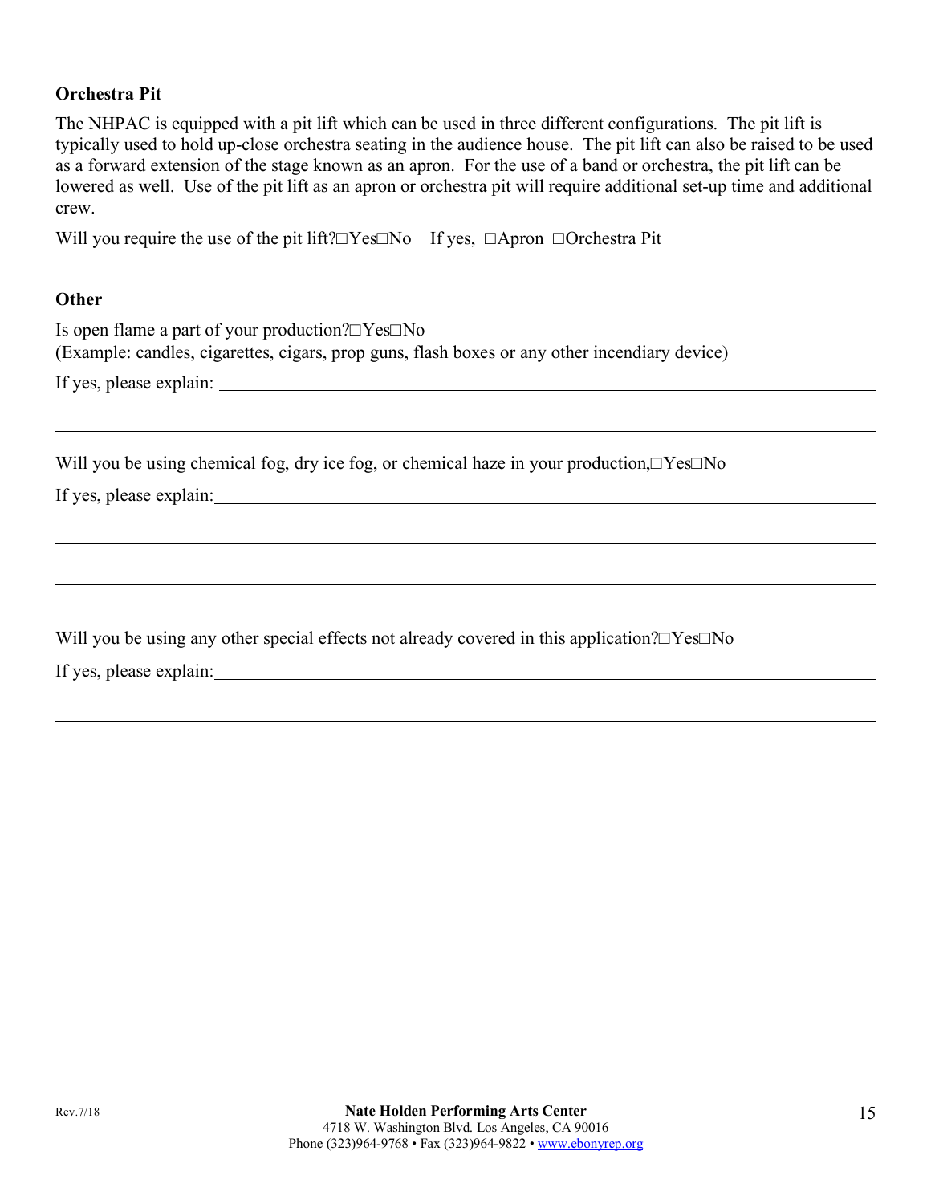**Orchestra Pit**

The NHPAC is equipped with a pit lift which can be used in three different configurations. The pit lift is typically used to hold up-close orchestra seating in the audience house. The pit lift can also be raised to be used as a forward extension of the stage known as an apron. For the use of a band or orchestra, the pit lift can be lowered as well. Use of the pit lift as an apron or orchestra pit will require additional set-up time and additional crew.

Will you require the use of the pit lift?☐Yes☐No If yes, ☐Apron ☐Orchestra Pit

**Other**

Is open flame a part of your production?☐Yes☐No
(Example: candles, cigarettes, cigars, prop guns, flash boxes or any other incendiary device)

If yes, please explain: ________________________________________________________________

________________________________________________________________________________

Will you be using chemical fog, dry ice fog, or chemical haze in your production,☐Yes☐No

If yes, please explain: ________________________________________________________________

________________________________________________________________________________

________________________________________________________________________________

Will you be using any other special effects not already covered in this application?☐Yes☐No

If yes, please explain: ________________________________________________________________

________________________________________________________________________________

________________________________________________________________________________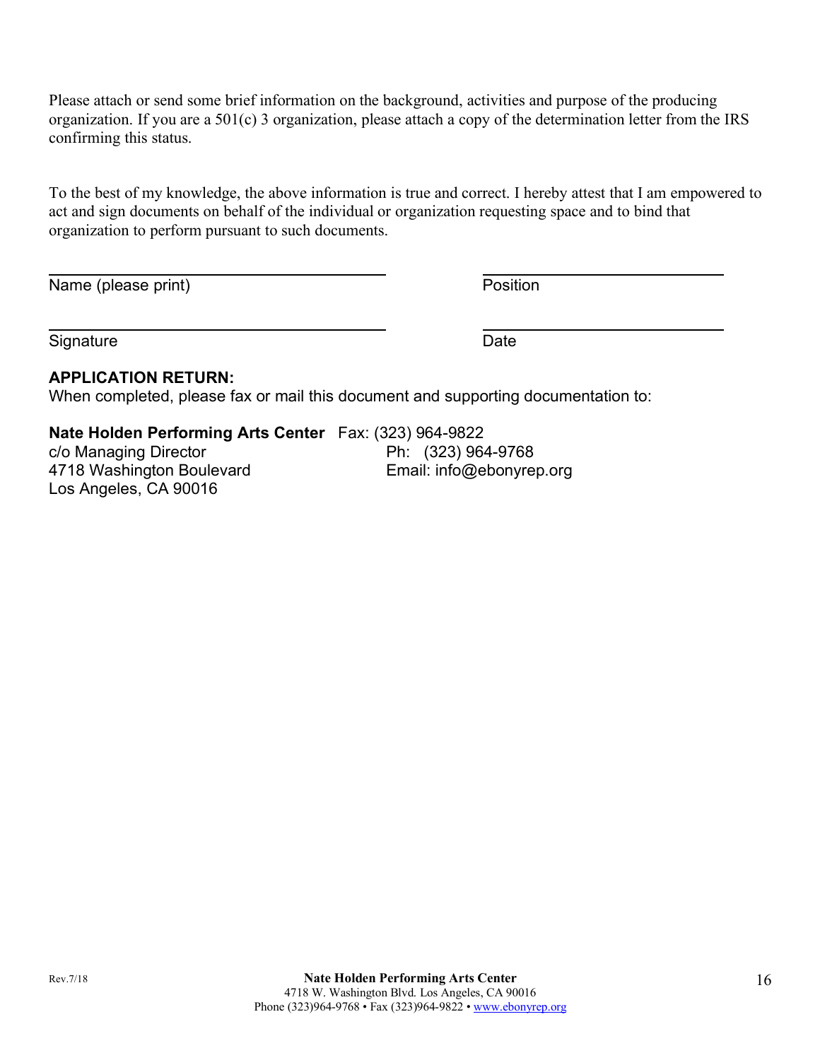Please attach or send some brief information on the background, activities and purpose of the producing organization. If you are a 501(c) 3 organization, please attach a copy of the determination letter from the IRS confirming this status.

To the best of my knowledge, the above information is true and correct. I hereby attest that I am empowered to act and sign documents on behalf of the individual or organization requesting space and to bind that organization to perform pursuant to such documents.

| | |
|---|---|
| \_\_\_\_\_\_\_\_\_\_\_\_\_\_\_\_\_\_\_\_\_\_\_\_\_\_\_\_\_\_ | \_\_\_\_\_\_\_\_\_\_\_\_\_\_\_\_\_\_\_\_\_\_ |
| Name (please print) | Position |
| \_\_\_\_\_\_\_\_\_\_\_\_\_\_\_\_\_\_\_\_\_\_\_\_\_\_\_\_\_\_ | \_\_\_\_\_\_\_\_\_\_\_\_\_\_\_\_\_\_\_\_\_\_ |
| Signature | Date |

**APPLICATION RETURN:**
When completed, please fax or mail this document and supporting documentation to:

**Nate Holden Performing Arts Center**
c/o Managing Director
4718 Washington Boulevard
Los Angeles, CA 90016

Fax: (323) 964-9822
Ph: (323) 964-9768
Email: info@ebonyrep.org